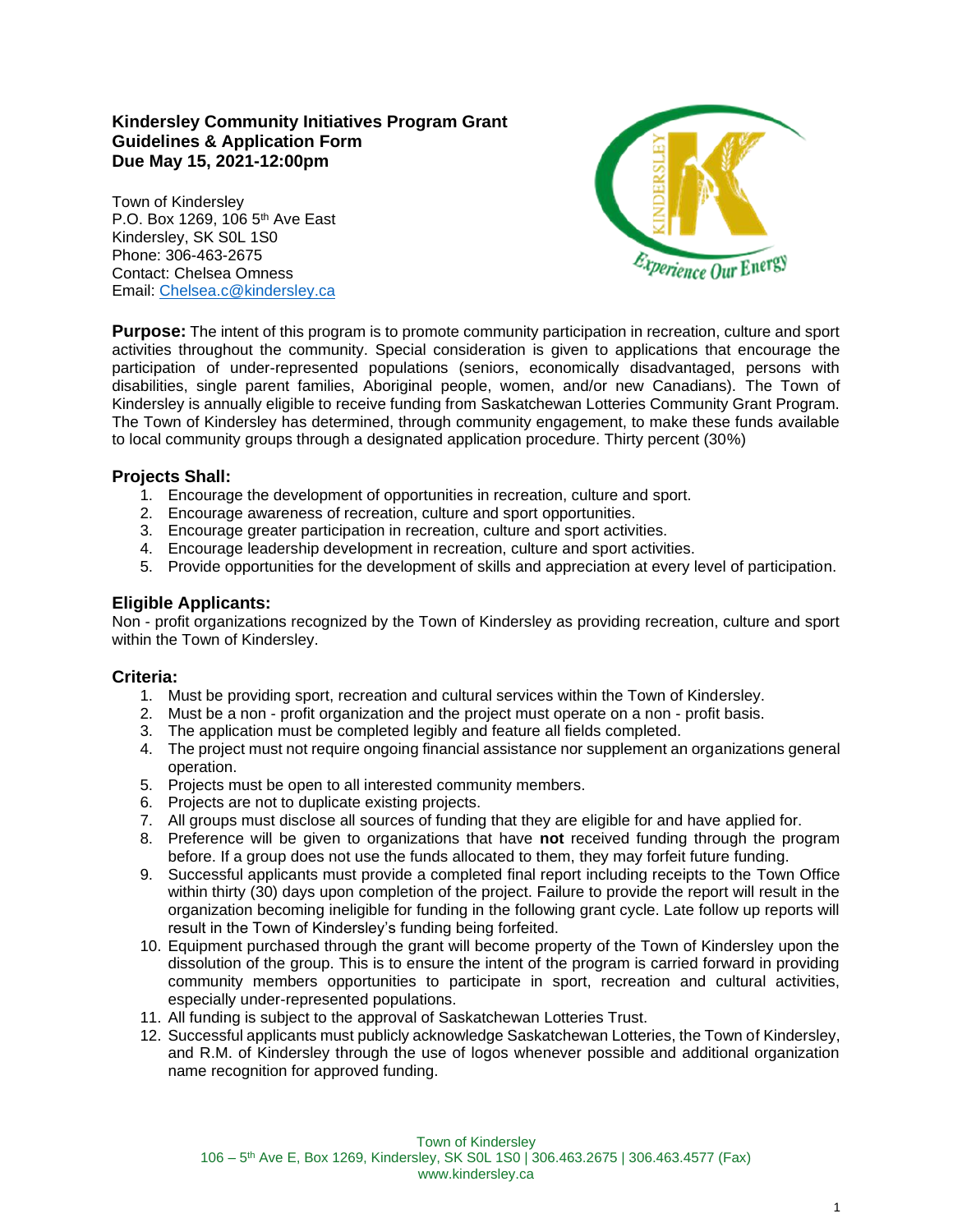# Kindersley Community Initiatives Program Grant Guidelines & Application Form Due May 15, 2021-12:00pm

Town of Kindersley
P.O. Box 1269, 106 5th Ave East
Kindersley, SK S0L 1S0
Phone: 306-463-2675
Contact: Chelsea Omness
Email: Chelsea.c@kindersley.ca

**Purpose:** The intent of this program is to promote community participation in recreation, culture and sport activities throughout the community. Special consideration is given to applications that encourage the participation of under-represented populations (seniors, economically disadvantaged, persons with disabilities, single parent families, Aboriginal people, women, and/or new Canadians). The Town of Kindersley is annually eligible to receive funding from Saskatchewan Lotteries Community Grant Program. The Town of Kindersley has determined, through community engagement, to make these funds available to local community groups through a designated application procedure. Thirty percent (30%)

## Projects Shall:

1. Encourage the development of opportunities in recreation, culture and sport.
2. Encourage awareness of recreation, culture and sport opportunities.
3. Encourage greater participation in recreation, culture and sport activities.
4. Encourage leadership development in recreation, culture and sport activities.
5. Provide opportunities for the development of skills and appreciation at every level of participation.

## Eligible Applicants:

Non - profit organizations recognized by the Town of Kindersley as providing recreation, culture and sport within the Town of Kindersley.

## Criteria:

1. Must be providing sport, recreation and cultural services within the Town of Kindersley.
2. Must be a non - profit organization and the project must operate on a non - profit basis.
3. The application must be completed legibly and feature all fields completed.
4. The project must not require ongoing financial assistance nor supplement an organizations general operation.
5. Projects must be open to all interested community members.
6. Projects are not to duplicate existing projects.
7. All groups must disclose all sources of funding that they are eligible for and have applied for.
8. Preference will be given to organizations that have **not** received funding through the program before. If a group does not use the funds allocated to them, they may forfeit future funding.
9. Successful applicants must provide a completed final report including receipts to the Town Office within thirty (30) days upon completion of the project. Failure to provide the report will result in the organization becoming ineligible for funding in the following grant cycle. Late follow up reports will result in the Town of Kindersley's funding being forfeited.
10. Equipment purchased through the grant will become property of the Town of Kindersley upon the dissolution of the group. This is to ensure the intent of the program is carried forward in providing community members opportunities to participate in sport, recreation and cultural activities, especially under-represented populations.
11. All funding is subject to the approval of Saskatchewan Lotteries Trust.
12. Successful applicants must publicly acknowledge Saskatchewan Lotteries, the Town of Kindersley, and R.M. of Kindersley through the use of logos whenever possible and additional organization name recognition for approved funding.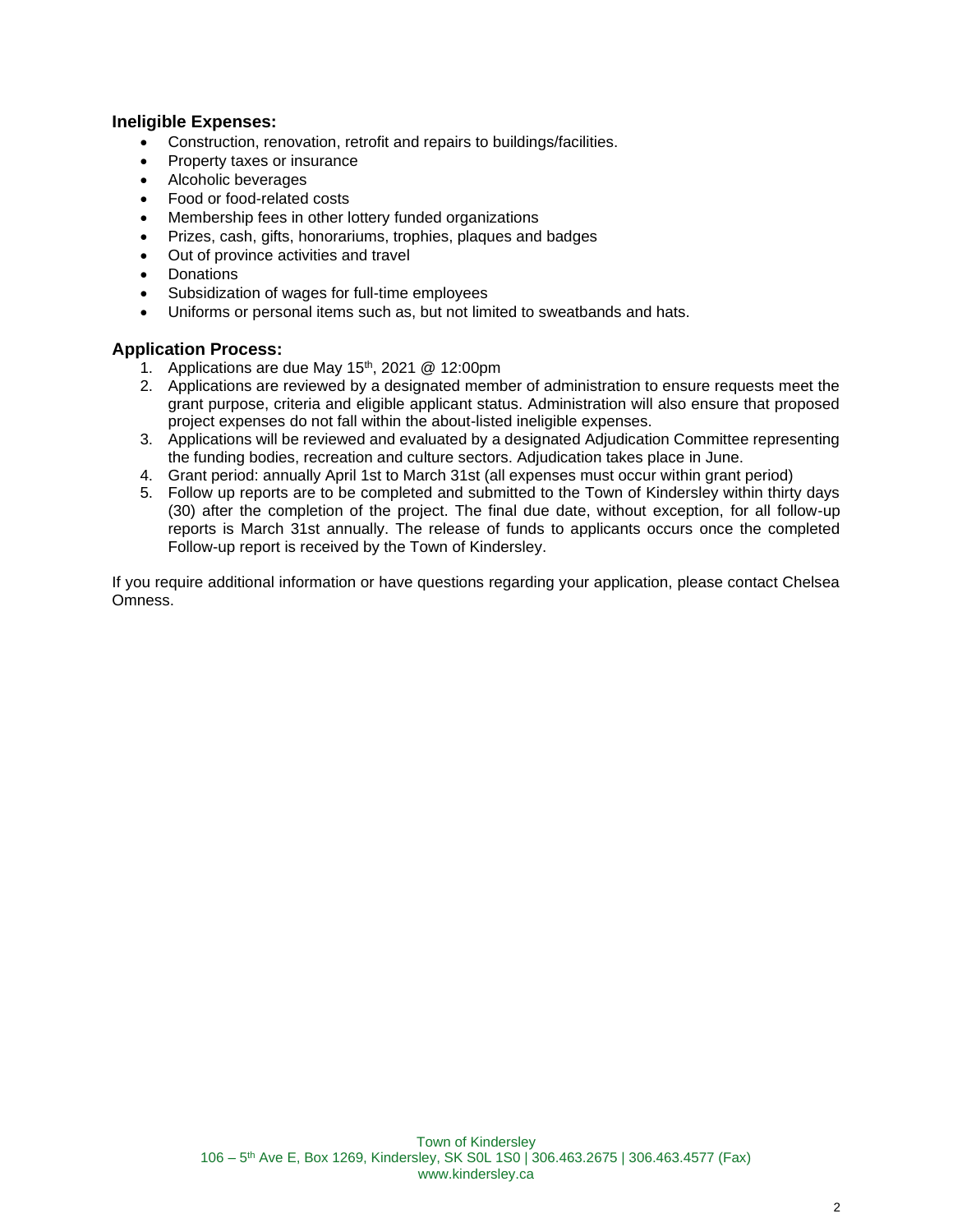## Ineligible Expenses:

- Construction, renovation, retrofit and repairs to buildings/facilities.
- Property taxes or insurance
- Alcoholic beverages
- Food or food-related costs
- Membership fees in other lottery funded organizations
- Prizes, cash, gifts, honorariums, trophies, plaques and badges
- Out of province activities and travel
- Donations
- Subsidization of wages for full-time employees
- Uniforms or personal items such as, but not limited to sweatbands and hats.

## Application Process:

1. Applications are due May 15th, 2021 @ 12:00pm
2. Applications are reviewed by a designated member of administration to ensure requests meet the grant purpose, criteria and eligible applicant status. Administration will also ensure that proposed project expenses do not fall within the about-listed ineligible expenses.
3. Applications will be reviewed and evaluated by a designated Adjudication Committee representing the funding bodies, recreation and culture sectors. Adjudication takes place in June.
4. Grant period: annually April 1st to March 31st (all expenses must occur within grant period)
5. Follow up reports are to be completed and submitted to the Town of Kindersley within thirty days (30) after the completion of the project. The final due date, without exception, for all follow-up reports is March 31st annually. The release of funds to applicants occurs once the completed Follow-up report is received by the Town of Kindersley.

If you require additional information or have questions regarding your application, please contact Chelsea Omness.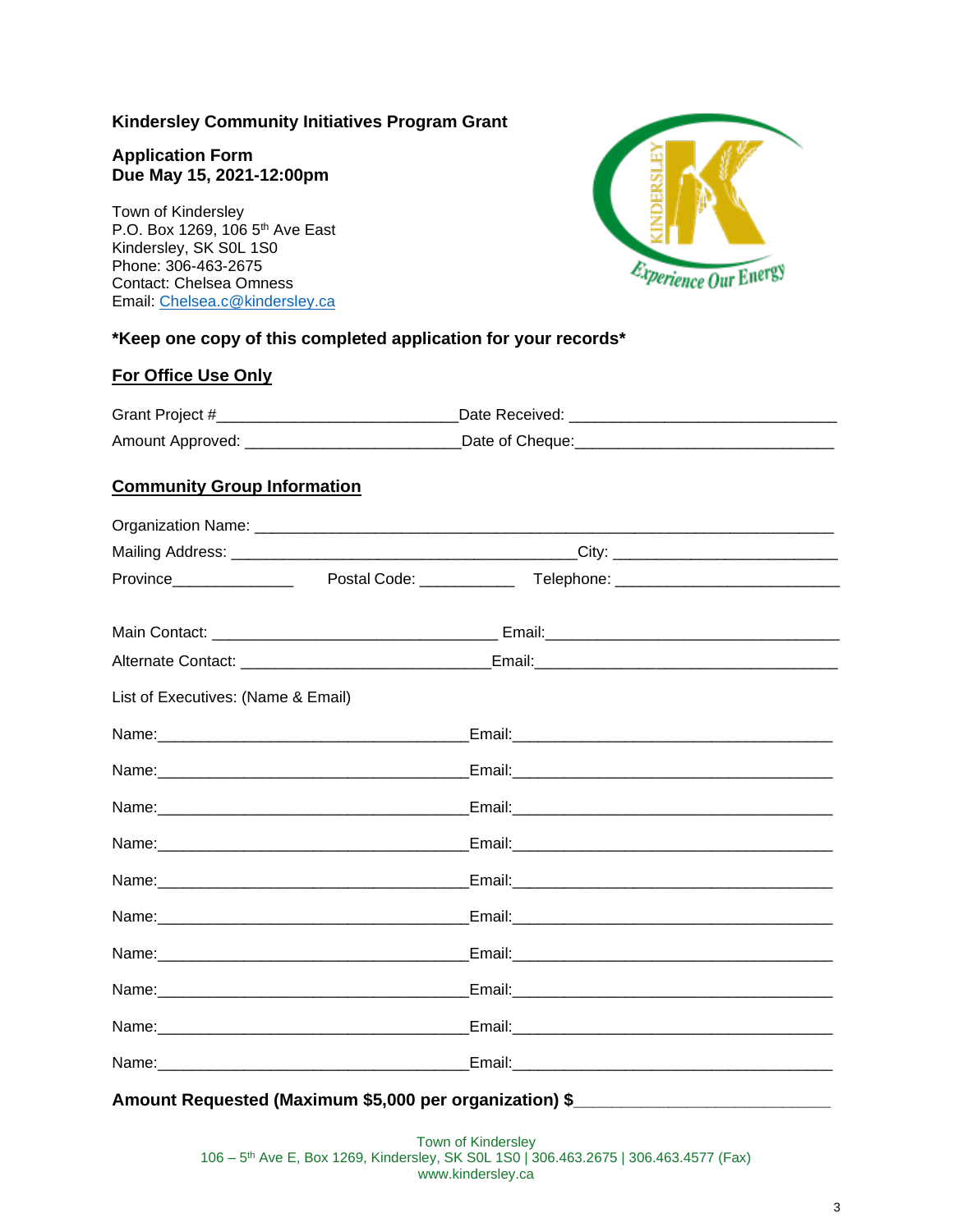**Kindersley Community Initiatives Program Grant**

**Application Form**
**Due May 15, 2021-12:00pm**

Town of Kindersley
P.O. Box 1269, 106 5th Ave East
Kindersley, SK S0L 1S0
Phone: 306-463-2675
Contact: Chelsea Omness
Email: Chelsea.c@kindersley.ca

***Keep one copy of this completed application for your records***

## For Office Use Only

Grant Project #___________________________ Date Received: ______________________________

Amount Approved: ________________________ Date of Cheque:_____________________________

## Community Group Information

Organization Name: ____________________________________________________________

Mailing Address: _______________________________________ City: ________________________

Province______________ Postal Code: ___________ Telephone: _________________________

Main Contact: _________________________________ Email:___________________________________

Alternate Contact: _____________________________ Email:___________________________________

List of Executives: (Name & Email)

Name:____________________________________ Email:______________________________________

Name:____________________________________ Email:______________________________________

Name:____________________________________ Email:______________________________________

Name:____________________________________ Email:______________________________________

Name:____________________________________ Email:______________________________________

Name:____________________________________ Email:______________________________________

Name:____________________________________ Email:______________________________________

Name:____________________________________ Email:______________________________________

Name:____________________________________ Email:______________________________________

Name:____________________________________ Email:______________________________________

**Amount Requested (Maximum $5,000 per organization) $___________________________**

Town of Kindersley
106 – 5th Ave E, Box 1269, Kindersley, SK S0L 1S0 | 306.463.2675 | 306.463.4577 (Fax)
www.kindersley.ca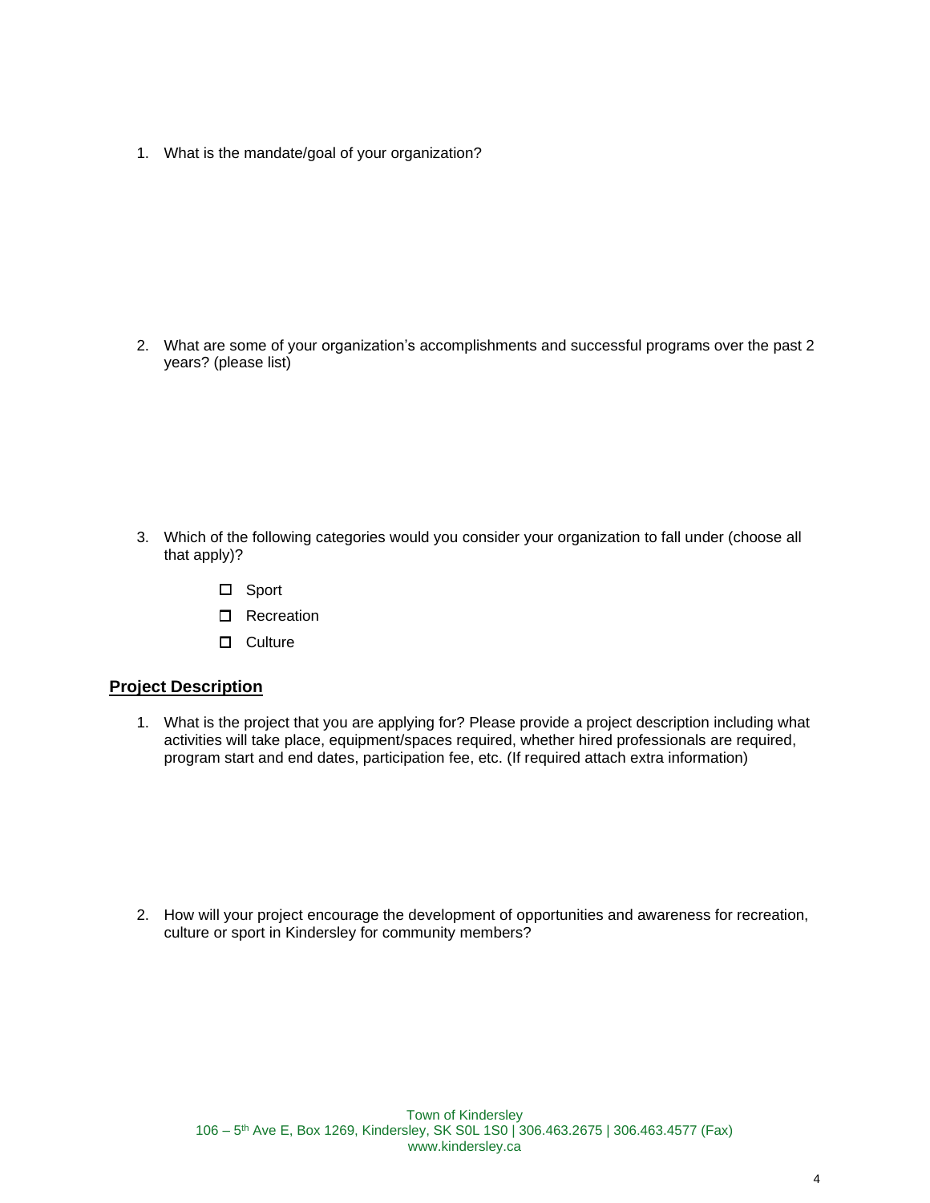1. What is the mandate/goal of your organization?

2. What are some of your organization's accomplishments and successful programs over the past 2 years? (please list)

3. Which of the following categories would you consider your organization to fall under (choose all that apply)?

   - ☐ Sport
   - ☐ Recreation
   - ☐ Culture

## **Project Description**

1. What is the project that you are applying for? Please provide a project description including what activities will take place, equipment/spaces required, whether hired professionals are required, program start and end dates, participation fee, etc. (If required attach extra information)

2. How will your project encourage the development of opportunities and awareness for recreation, culture or sport in Kindersley for community members?

Town of Kindersley
106 – 5th Ave E, Box 1269, Kindersley, SK S0L 1S0 | 306.463.2675 | 306.463.4577 (Fax)
www.kindersley.ca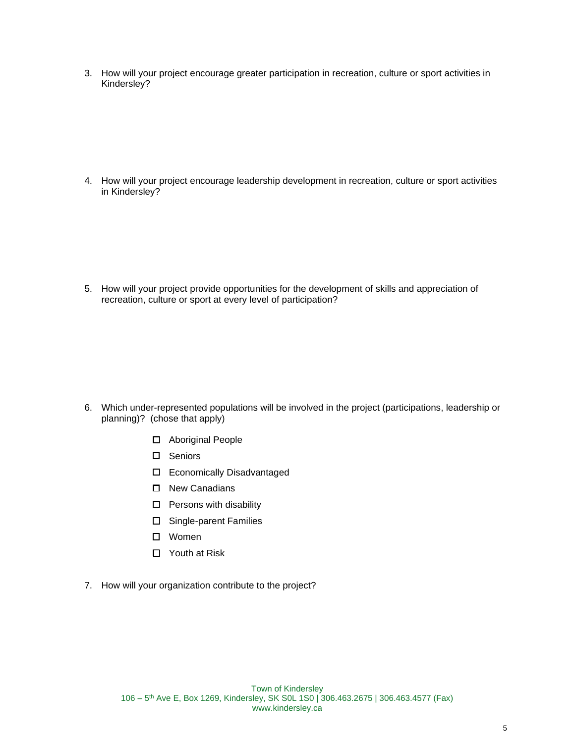3. How will your project encourage greater participation in recreation, culture or sport activities in Kindersley?

4. How will your project encourage leadership development in recreation, culture or sport activities in Kindersley?

5. How will your project provide opportunities for the development of skills and appreciation of recreation, culture or sport at every level of participation?

6. Which under-represented populations will be involved in the project (participations, leadership or planning)? (chose that apply)

   - ☐ Aboriginal People
   - ☐ Seniors
   - ☐ Economically Disadvantaged
   - ☐ New Canadians
   - ☐ Persons with disability
   - ☐ Single-parent Families
   - ☐ Women
   - ☐ Youth at Risk

7. How will your organization contribute to the project?

Town of Kindersley
106 – 5th Ave E, Box 1269, Kindersley, SK S0L 1S0 | 306.463.2675 | 306.463.4577 (Fax)
www.kindersley.ca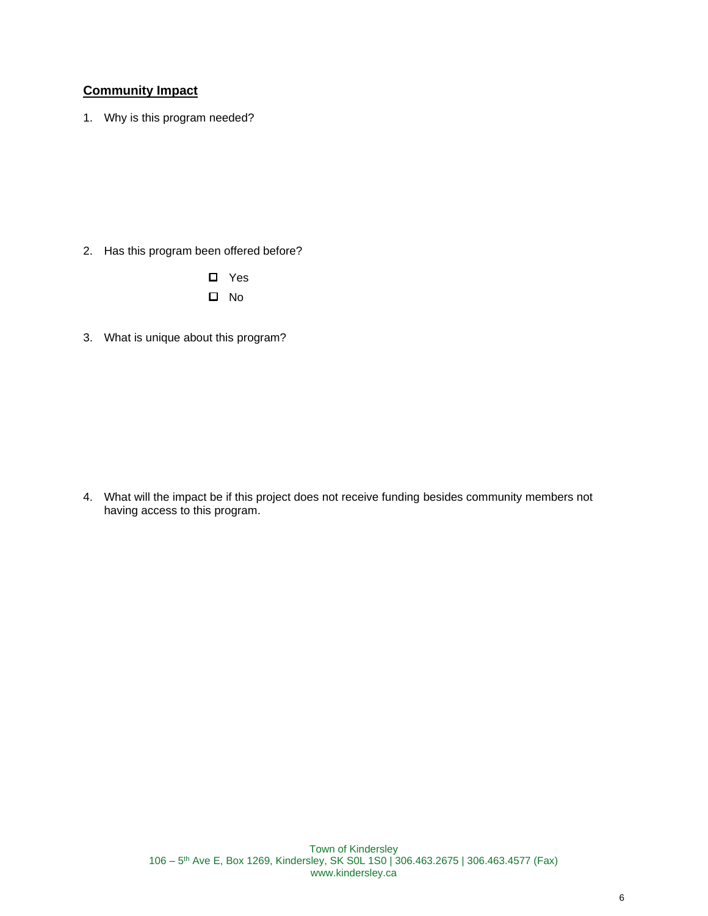## Community Impact

1. Why is this program needed?

2. Has this program been offered before?

   - [ ] Yes
   - [ ] No

3. What is unique about this program?

4. What will the impact be if this project does not receive funding besides community members not having access to this program.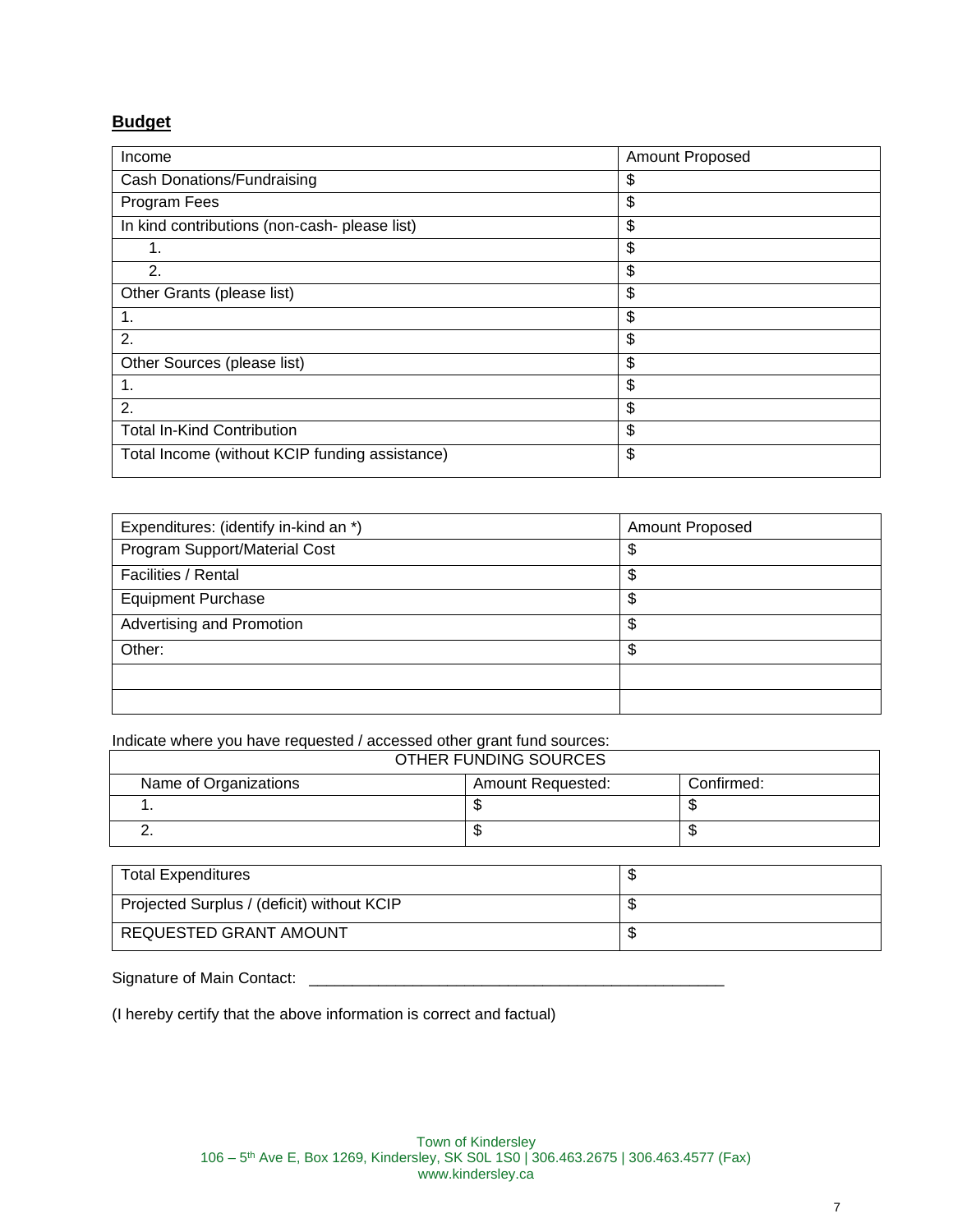## Budget

| Income | Amount Proposed |
|---|---|
| Cash Donations/Fundraising | $ |
| Program Fees | $ |
| In kind contributions (non-cash- please list) | $ |
| 1. | $ |
| 2. | $ |
| Other Grants (please list) | $ |
| 1. | $ |
| 2. | $ |
| Other Sources (please list) | $ |
| 1. | $ |
| 2. | $ |
| Total In-Kind Contribution | $ |
| Total Income (without KCIP funding assistance) | $ |

| Expenditures: (identify in-kind an *) | Amount Proposed |
|---|---|
| Program Support/Material Cost | $ |
| Facilities / Rental | $ |
| Equipment Purchase | $ |
| Advertising and Promotion | $ |
| Other: | $ |
| | |
| | |

Indicate where you have requested / accessed other grant fund sources:

| OTHER FUNDING SOURCES | | |
|---|---|---|
| Name of Organizations | Amount Requested: | Confirmed: |
| 1. | $ | $ |
| 2. | $ | $ |

| | |
|---|---|
| Total Expenditures | $ |
| Projected Surplus / (deficit) without KCIP | $ |
| REQUESTED GRANT AMOUNT | $ |

Signature of Main Contact: \_\_\_\_\_\_\_\_\_\_\_\_\_\_\_\_\_\_\_\_\_\_\_\_\_\_\_\_\_\_\_\_\_\_\_\_\_\_\_\_\_\_\_\_\_\_

(I hereby certify that the above information is correct and factual)

Town of Kindersley
106 – 5th Ave E, Box 1269, Kindersley, SK S0L 1S0 | 306.463.2675 | 306.463.4577 (Fax)
www.kindersley.ca